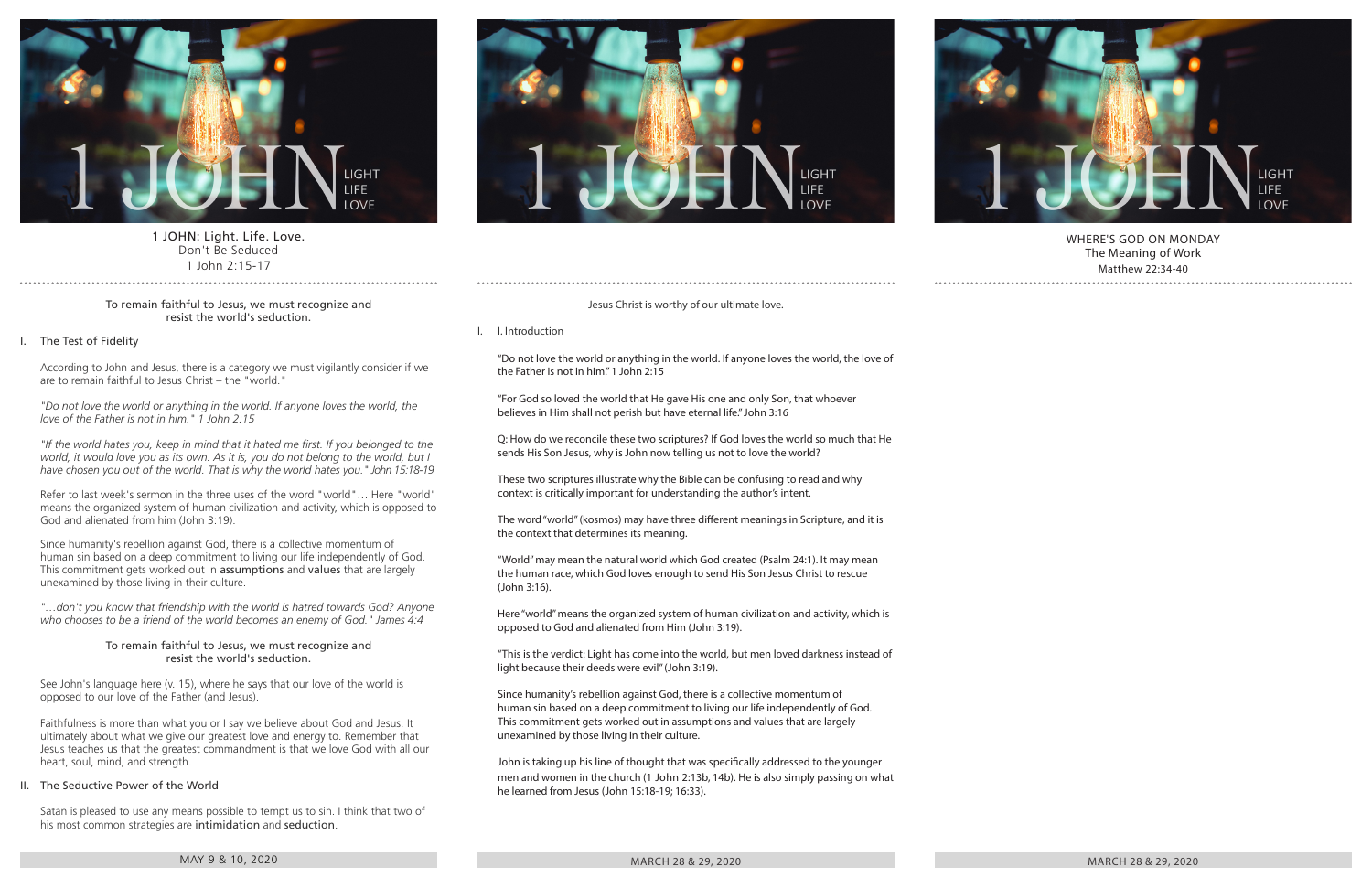# 1 JOHN: Light. Life. Love.

Don't Be Seduced

1 John 2:15-17

To remain faithful to Jesus, we must recognize and resist the world's seduction.

## I. The Test of Fidelity

According to John and Jesus, there is a category we must vigilantly consider if we are to remain faithful to Jesus Christ – the "world."

*"Do not love the world or anything in the world. If anyone loves the world, the love of the Father is not in him." 1 John 2:15*

*"If the world hates you, keep in mind that it hated me first. If you belonged to the world, it would love you as its own. As it is, you do not belong to the world, but I have chosen you out of the world. That is why the world hates you." John 15:18-19*

Refer to last week's sermon in the three uses of the word "world"… Here "world" means the organized system of human civilization and activity, which is opposed to God and alienated from him (John 3:19).

Since humanity's rebellion against God, there is a collective momentum of human sin based on a deep commitment to living our life independently of God. This commitment gets worked out in **assumptions** and **values** that are largely unexamined by those living in their culture.

*"…don't you know that friendship with the world is hatred towards God? Anyone who chooses to be a friend of the world becomes an enemy of God." James 4:4*

To remain faithful to Jesus, we must recognize and resist the world's seduction.

See John's language here (v. 15), where he says that our love of the world is opposed to our love of the Father (and Jesus).

Faithfulness is more than what you or I say we believe about God and Jesus. It ultimately about what we give our greatest love and energy to. Remember that Jesus teaches us that the greatest commandment is that we love God with all our heart, soul, mind, and strength.

## II. The Seductive Power of the World

Satan is pleased to use any means possible to tempt us to sin. I think that two of his most common strategies are **intimidation** and **seduction**.

MAY 9 & 10, 2020

---

Jesus Christ is worthy of our ultimate love.

## I. I. Introduction

"Do not love the world or anything in the world. If anyone loves the world, the love of the Father is not in him." 1 John 2:15

"For God so loved the world that He gave His one and only Son, that whoever believes in Him shall not perish but have eternal life." John 3:16

Q: How do we reconcile these two scriptures? If God loves the world so much that He sends His Son Jesus, why is John now telling us not to love the world?

These two scriptures illustrate why the Bible can be confusing to read and why context is critically important for understanding the author's intent.

The word "world" (kosmos) may have three different meanings in Scripture, and it is the context that determines its meaning.

"World" may mean the natural world which God created (Psalm 24:1). It may mean the human race, which God loves enough to send His Son Jesus Christ to rescue (John 3:16).

Here "world" means the organized system of human civilization and activity, which is opposed to God and alienated from Him (John 3:19).

"This is the verdict: Light has come into the world, but men loved darkness instead of light because their deeds were evil" (John 3:19).

Since humanity's rebellion against God, there is a collective momentum of human sin based on a deep commitment to living our life independently of God. This commitment gets worked out in assumptions and values that are largely unexamined by those living in their culture.

John is taking up his line of thought that was specifically addressed to the younger men and women in the church (1 John 2:13b, 14b). He is also simply passing on what he learned from Jesus (John 15:18-19; 16:33).

MARCH 28 & 29, 2020

---

WHERE'S GOD ON MONDAY

The Meaning of Work

Matthew 22:34-40

MARCH 28 & 29, 2020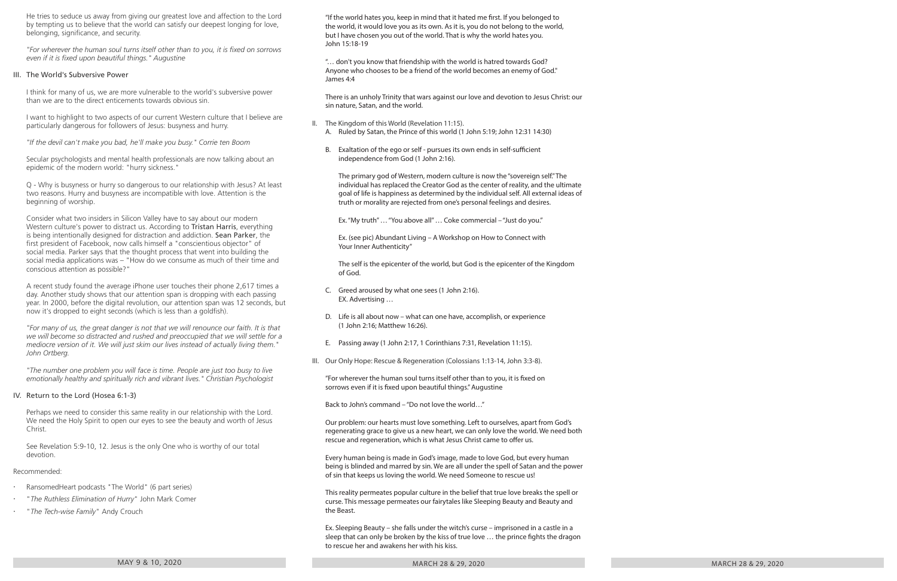He tries to seduce us away from giving our greatest love and affection to the Lord by tempting us to believe that the world can satisfy our deepest longing for love, belonging, significance, and security.

*"For wherever the human soul turns itself other than to you, it is fixed on sorrows even if it is fixed upon beautiful things." Augustine*

III. The World's Subversive Power

I think for many of us, we are more vulnerable to the world's subversive power than we are to the direct enticements towards obvious sin.

I want to highlight to two aspects of our current Western culture that I believe are particularly dangerous for followers of Jesus: busyness and hurry.

*"If the devil can't make you bad, he'll make you busy." Corrie ten Boom*

Secular psychologists and mental health professionals are now talking about an epidemic of the modern world: "hurry sickness."

Q - Why is busyness or hurry so dangerous to our relationship with Jesus? At least two reasons. Hurry and busyness are incompatible with love. Attention is the beginning of worship.

Consider what two insiders in Silicon Valley have to say about our modern Western culture's power to distract us. According to Tristan Harris, everything is being intentionally designed for distraction and addiction. Sean Parker, the first president of Facebook, now calls himself a "conscientious objector" of social media. Parker says that the thought process that went into building the social media applications was – "How do we consume as much of their time and conscious attention as possible?"

A recent study found the average iPhone user touches their phone 2,617 times a day. Another study shows that our attention span is dropping with each passing year. In 2000, before the digital revolution, our attention span was 12 seconds, but now it's dropped to eight seconds (which is less than a goldfish).

*"For many of us, the great danger is not that we will renounce our faith. It is that we will become so distracted and rushed and preoccupied that we will settle for a mediocre version of it. We will just skim our lives instead of actually living them." John Ortberg.*

*"The number one problem you will face is time. People are just too busy to live emotionally healthy and spiritually rich and vibrant lives." Christian Psychologist*

IV. Return to the Lord (Hosea 6:1-3)

Perhaps we need to consider this same reality in our relationship with the Lord. We need the Holy Spirit to open our eyes to see the beauty and worth of Jesus Christ.

See Revelation 5:9-10, 12. Jesus is the only One who is worthy of our total devotion.

Recommended:

- RansomedHeart podcasts "The World" (6 part series)
- "*The Ruthless Elimination of Hurry*" John Mark Comer
- "*The Tech-wise Family*" Andy Crouch

MAY 9 & 10, 2020

"If the world hates you, keep in mind that it hated me first. If you belonged to the world, it would love you as its own. As it is, you do not belong to the world, but I have chosen you out of the world. That is why the world hates you. John 15:18-19

"… don't you know that friendship with the world is hatred towards God? Anyone who chooses to be a friend of the world becomes an enemy of God." James 4:4

There is an unholy Trinity that wars against our love and devotion to Jesus Christ: our sin nature, Satan, and the world.

II. The Kingdom of this World (Revelation 11:15).
   A. Ruled by Satan, the Prince of this world (1 John 5:19; John 12:31 14:30)

   B. Exaltation of the ego or self - pursues its own ends in self-sufficient independence from God (1 John 2:16).

   The primary god of Western, modern culture is now the "sovereign self." The individual has replaced the Creator God as the center of reality, and the ultimate goal of life is happiness as determined by the individual self. All external ideas of truth or morality are rejected from one's personal feelings and desires.

   Ex. "My truth" … "You above all" … Coke commercial – "Just do you."

   Ex. (see pic) Abundant Living – A Workshop on How to Connect with Your Inner Authenticity"

   The self is the epicenter of the world, but God is the epicenter of the Kingdom of God.

   C. Greed aroused by what one sees (1 John 2:16).
   EX. Advertising …

   D. Life is all about now – what can one have, accomplish, or experience (1 John 2:16; Matthew 16:26).

   E. Passing away (1 John 2:17, 1 Corinthians 7:31, Revelation 11:15).

III. Our Only Hope: Rescue & Regeneration (Colossians 1:13-14, John 3:3-8).

"For wherever the human soul turns itself other than to you, it is fixed on sorrows even if it is fixed upon beautiful things." Augustine

Back to John's command – "Do not love the world…"

Our problem: our hearts must love something. Left to ourselves, apart from God's regenerating grace to give us a new heart, we can only love the world. We need both rescue and regeneration, which is what Jesus Christ came to offer us.

Every human being is made in God's image, made to love God, but every human being is blinded and marred by sin. We are all under the spell of Satan and the power of sin that keeps us loving the world. We need Someone to rescue us!

This reality permeates popular culture in the belief that true love breaks the spell or curse. This message permeates our fairytales like Sleeping Beauty and Beauty and the Beast.

Ex. Sleeping Beauty – she falls under the witch's curse – imprisoned in a castle in a sleep that can only be broken by the kiss of true love … the prince fights the dragon to rescue her and awakens her with his kiss.

MARCH 28 & 29, 2020

MARCH 28 & 29, 2020